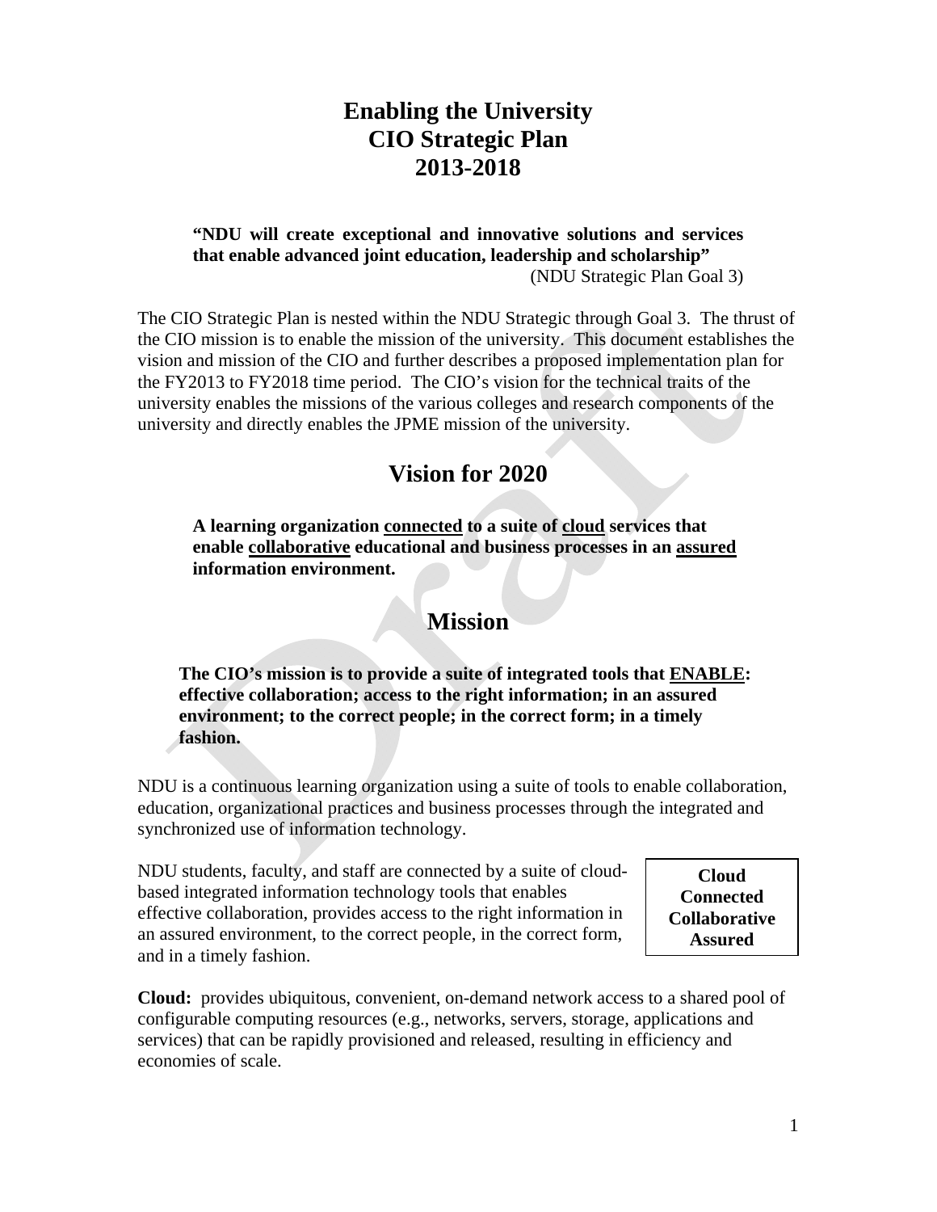# Enabling the University
# CIO Strategic Plan
# 2013-2018

> **"NDU will create exceptional and innovative solutions and services that enable advanced joint education, leadership and scholarship"**
> (NDU Strategic Plan Goal 3)

The CIO Strategic Plan is nested within the NDU Strategic through Goal 3. The thrust of the CIO mission is to enable the mission of the university. This document establishes the vision and mission of the CIO and further describes a proposed implementation plan for the FY2013 to FY2018 time period. The CIO's vision for the technical traits of the university enables the missions of the various colleges and research components of the university and directly enables the JPME mission of the university.

## Vision for 2020

**A learning organization <u>connected</u> to a suite of <u>cloud</u> services that enable <u>collaborative</u> educational and business processes in an <u>assured</u> information environment.**

## Mission

**The CIO's mission is to provide a suite of integrated tools that <u>ENABLE</u>: effective collaboration; access to the right information; in an assured environment; to the correct people; in the correct form; in a timely fashion.**

NDU is a continuous learning organization using a suite of tools to enable collaboration, education, organizational practices and business processes through the integrated and synchronized use of information technology.

NDU students, faculty, and staff are connected by a suite of cloud-based integrated information technology tools that enables effective collaboration, provides access to the right information in an assured environment, to the correct people, in the correct form, and in a timely fashion.

| **Cloud** |
|---|
| **Connected** |
| **Collaborative** |
| **Assured** |

**Cloud:** provides ubiquitous, convenient, on-demand network access to a shared pool of configurable computing resources (e.g., networks, servers, storage, applications and services) that can be rapidly provisioned and released, resulting in efficiency and economies of scale.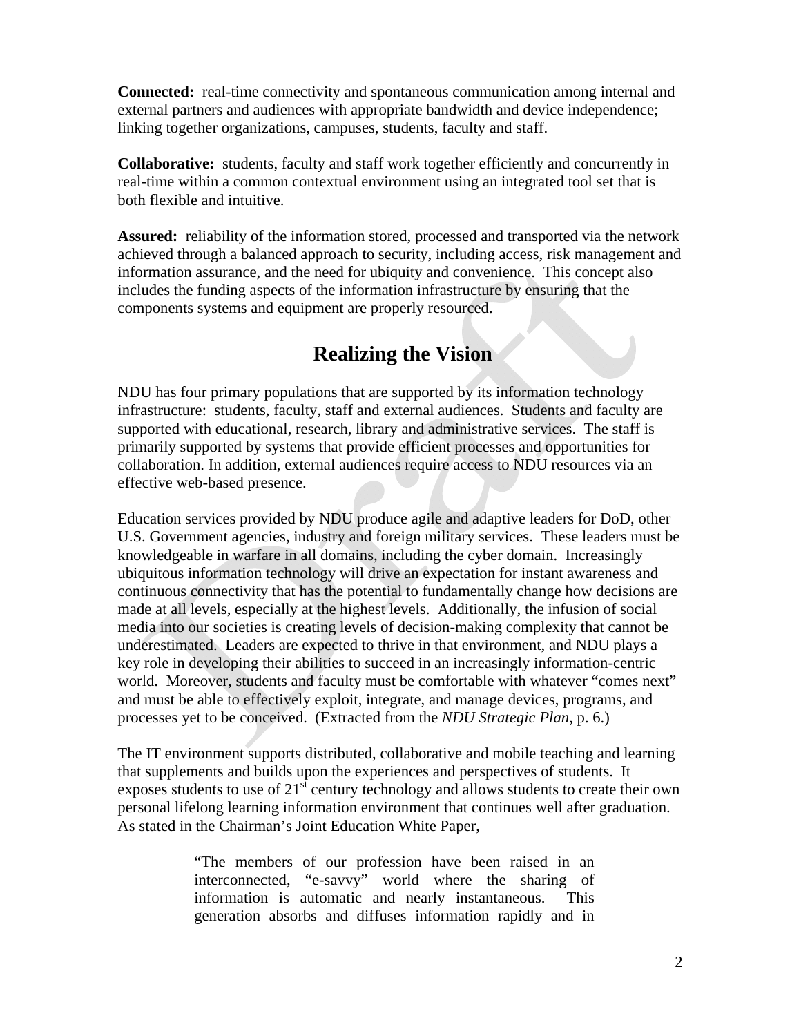**Connected:** real-time connectivity and spontaneous communication among internal and external partners and audiences with appropriate bandwidth and device independence; linking together organizations, campuses, students, faculty and staff.

**Collaborative:** students, faculty and staff work together efficiently and concurrently in real-time within a common contextual environment using an integrated tool set that is both flexible and intuitive.

**Assured:** reliability of the information stored, processed and transported via the network achieved through a balanced approach to security, including access, risk management and information assurance, and the need for ubiquity and convenience. This concept also includes the funding aspects of the information infrastructure by ensuring that the components systems and equipment are properly resourced.

## Realizing the Vision

NDU has four primary populations that are supported by its information technology infrastructure: students, faculty, staff and external audiences. Students and faculty are supported with educational, research, library and administrative services. The staff is primarily supported by systems that provide efficient processes and opportunities for collaboration. In addition, external audiences require access to NDU resources via an effective web-based presence.

Education services provided by NDU produce agile and adaptive leaders for DoD, other U.S. Government agencies, industry and foreign military services. These leaders must be knowledgeable in warfare in all domains, including the cyber domain. Increasingly ubiquitous information technology will drive an expectation for instant awareness and continuous connectivity that has the potential to fundamentally change how decisions are made at all levels, especially at the highest levels. Additionally, the infusion of social media into our societies is creating levels of decision-making complexity that cannot be underestimated. Leaders are expected to thrive in that environment, and NDU plays a key role in developing their abilities to succeed in an increasingly information-centric world. Moreover, students and faculty must be comfortable with whatever "comes next" and must be able to effectively exploit, integrate, and manage devices, programs, and processes yet to be conceived. (Extracted from the *NDU Strategic Plan*, p. 6.)

The IT environment supports distributed, collaborative and mobile teaching and learning that supplements and builds upon the experiences and perspectives of students. It exposes students to use of 21st century technology and allows students to create their own personal lifelong learning information environment that continues well after graduation. As stated in the Chairman's Joint Education White Paper,

> "The members of our profession have been raised in an interconnected, "e-savvy" world where the sharing of information is automatic and nearly instantaneous. This generation absorbs and diffuses information rapidly and in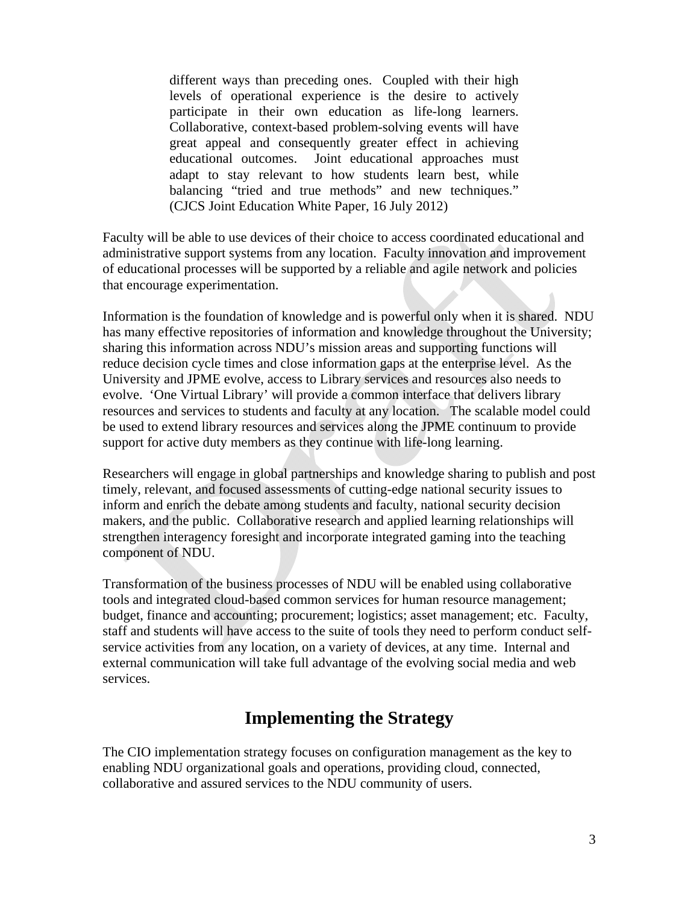> different ways than preceding ones. Coupled with their high levels of operational experience is the desire to actively participate in their own education as life-long learners. Collaborative, context-based problem-solving events will have great appeal and consequently greater effect in achieving educational outcomes. Joint educational approaches must adapt to stay relevant to how students learn best, while balancing "tried and true methods" and new techniques." (CJCS Joint Education White Paper, 16 July 2012)

Faculty will be able to use devices of their choice to access coordinated educational and administrative support systems from any location. Faculty innovation and improvement of educational processes will be supported by a reliable and agile network and policies that encourage experimentation.

Information is the foundation of knowledge and is powerful only when it is shared. NDU has many effective repositories of information and knowledge throughout the University; sharing this information across NDU's mission areas and supporting functions will reduce decision cycle times and close information gaps at the enterprise level. As the University and JPME evolve, access to Library services and resources also needs to evolve. 'One Virtual Library' will provide a common interface that delivers library resources and services to students and faculty at any location. The scalable model could be used to extend library resources and services along the JPME continuum to provide support for active duty members as they continue with life-long learning.

Researchers will engage in global partnerships and knowledge sharing to publish and post timely, relevant, and focused assessments of cutting-edge national security issues to inform and enrich the debate among students and faculty, national security decision makers, and the public. Collaborative research and applied learning relationships will strengthen interagency foresight and incorporate integrated gaming into the teaching component of NDU.

Transformation of the business processes of NDU will be enabled using collaborative tools and integrated cloud-based common services for human resource management; budget, finance and accounting; procurement; logistics; asset management; etc. Faculty, staff and students will have access to the suite of tools they need to perform conduct self-service activities from any location, on a variety of devices, at any time. Internal and external communication will take full advantage of the evolving social media and web services.

## Implementing the Strategy

The CIO implementation strategy focuses on configuration management as the key to enabling NDU organizational goals and operations, providing cloud, connected, collaborative and assured services to the NDU community of users.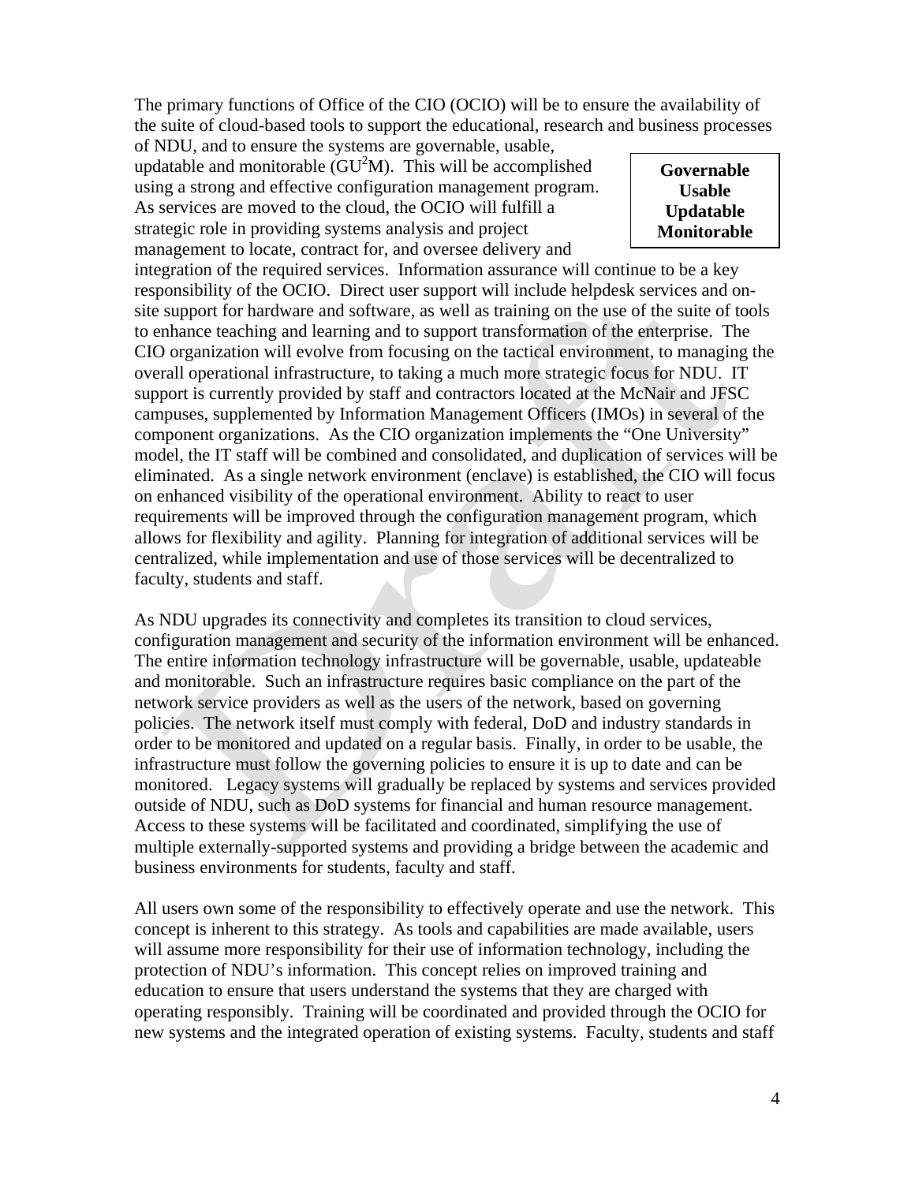The primary functions of Office of the CIO (OCIO) will be to ensure the availability of the suite of cloud-based tools to support the educational, research and business processes of NDU, and to ensure the systems are governable, usable, updatable and monitorable ($GU^2M$). This will be accomplished using a strong and effective configuration management program. As services are moved to the cloud, the OCIO will fulfill a strategic role in providing systems analysis and project management to locate, contract for, and oversee delivery and integration of the required services. Information assurance will continue to be a key responsibility of the OCIO. Direct user support will include helpdesk services and on-site support for hardware and software, as well as training on the use of the suite of tools to enhance teaching and learning and to support transformation of the enterprise. The CIO organization will evolve from focusing on the tactical environment, to managing the overall operational infrastructure, to taking a much more strategic focus for NDU. IT support is currently provided by staff and contractors located at the McNair and JFSC campuses, supplemented by Information Management Officers (IMOs) in several of the component organizations. As the CIO organization implements the "One University" model, the IT staff will be combined and consolidated, and duplication of services will be eliminated. As a single network environment (enclave) is established, the CIO will focus on enhanced visibility of the operational environment. Ability to react to user requirements will be improved through the configuration management program, which allows for flexibility and agility. Planning for integration of additional services will be centralized, while implementation and use of those services will be decentralized to faculty, students and staff.

**Governable**
**Usable**
**Updatable**
**Monitorable**

As NDU upgrades its connectivity and completes its transition to cloud services, configuration management and security of the information environment will be enhanced. The entire information technology infrastructure will be governable, usable, updateable and monitorable. Such an infrastructure requires basic compliance on the part of the network service providers as well as the users of the network, based on governing policies. The network itself must comply with federal, DoD and industry standards in order to be monitored and updated on a regular basis. Finally, in order to be usable, the infrastructure must follow the governing policies to ensure it is up to date and can be monitored. Legacy systems will gradually be replaced by systems and services provided outside of NDU, such as DoD systems for financial and human resource management. Access to these systems will be facilitated and coordinated, simplifying the use of multiple externally-supported systems and providing a bridge between the academic and business environments for students, faculty and staff.

All users own some of the responsibility to effectively operate and use the network. This concept is inherent to this strategy. As tools and capabilities are made available, users will assume more responsibility for their use of information technology, including the protection of NDU's information. This concept relies on improved training and education to ensure that users understand the systems that they are charged with operating responsibly. Training will be coordinated and provided through the OCIO for new systems and the integrated operation of existing systems. Faculty, students and staff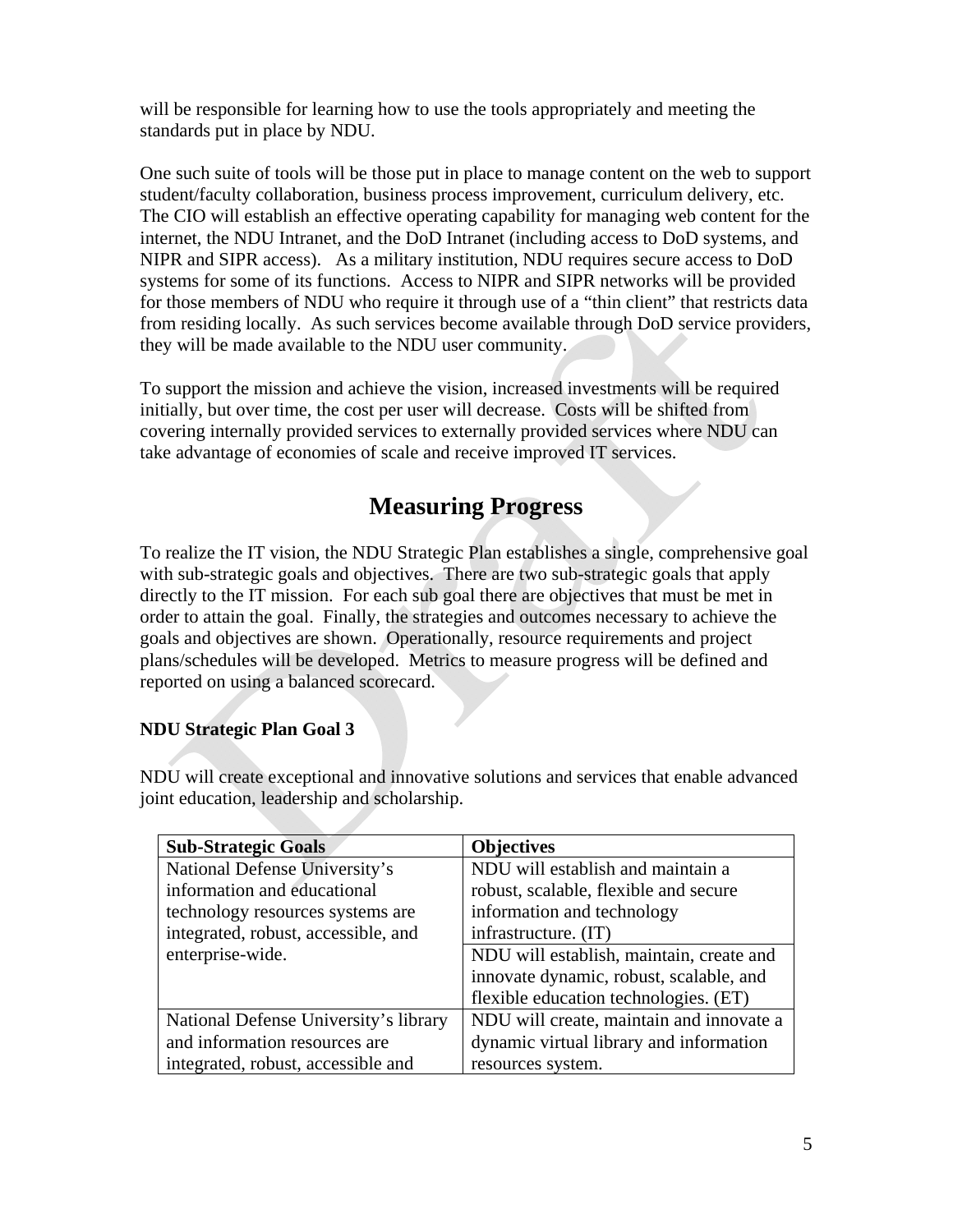will be responsible for learning how to use the tools appropriately and meeting the standards put in place by NDU.

One such suite of tools will be those put in place to manage content on the web to support student/faculty collaboration, business process improvement, curriculum delivery, etc. The CIO will establish an effective operating capability for managing web content for the internet, the NDU Intranet, and the DoD Intranet (including access to DoD systems, and NIPR and SIPR access). As a military institution, NDU requires secure access to DoD systems for some of its functions. Access to NIPR and SIPR networks will be provided for those members of NDU who require it through use of a "thin client" that restricts data from residing locally. As such services become available through DoD service providers, they will be made available to the NDU user community.

To support the mission and achieve the vision, increased investments will be required initially, but over time, the cost per user will decrease. Costs will be shifted from covering internally provided services to externally provided services where NDU can take advantage of economies of scale and receive improved IT services.

# Measuring Progress

To realize the IT vision, the NDU Strategic Plan establishes a single, comprehensive goal with sub-strategic goals and objectives. There are two sub-strategic goals that apply directly to the IT mission. For each sub goal there are objectives that must be met in order to attain the goal. Finally, the strategies and outcomes necessary to achieve the goals and objectives are shown. Operationally, resource requirements and project plans/schedules will be developed. Metrics to measure progress will be defined and reported on using a balanced scorecard.

**NDU Strategic Plan Goal 3**

NDU will create exceptional and innovative solutions and services that enable advanced joint education, leadership and scholarship.

| Sub-Strategic Goals | Objectives |
|---|---|
| National Defense University's information and educational technology resources systems are integrated, robust, accessible, and enterprise-wide. | NDU will establish and maintain a robust, scalable, flexible and secure information and technology infrastructure. (IT) |
| | NDU will establish, maintain, create and innovate dynamic, robust, scalable, and flexible education technologies. (ET) |
| National Defense University's library and information resources are integrated, robust, accessible and | NDU will create, maintain and innovate a dynamic virtual library and information resources system. |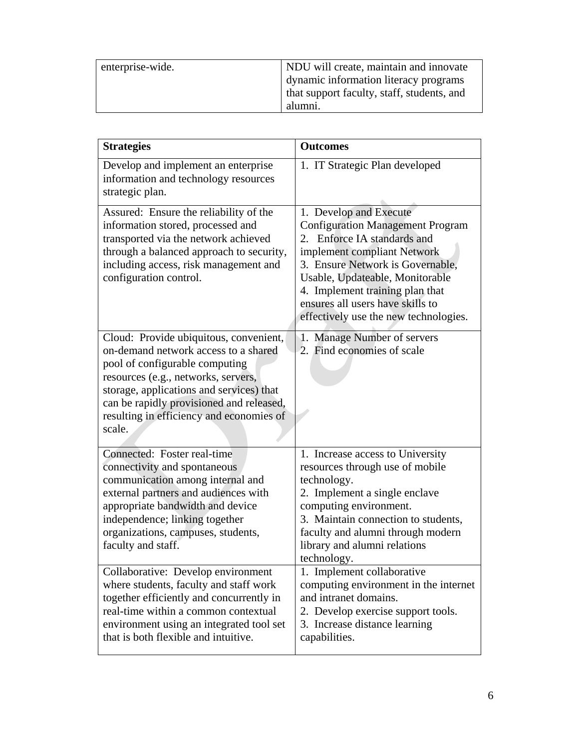| enterprise-wide. | NDU will create, maintain and innovate dynamic information literacy programs that support faculty, staff, students, and alumni. |
|---|---|

| **Strategies** | **Outcomes** |
|---|---|
| Develop and implement an enterprise information and technology resources strategic plan. | 1. IT Strategic Plan developed |
| Assured: Ensure the reliability of the information stored, processed and transported via the network achieved through a balanced approach to security, including access, risk management and configuration control. | 1. Develop and Execute Configuration Management Program<br>2. Enforce IA standards and implement compliant Network<br>3. Ensure Network is Governable, Usable, Updateable, Monitorable<br>4. Implement training plan that ensures all users have skills to effectively use the new technologies. |
| Cloud: Provide ubiquitous, convenient, on-demand network access to a shared pool of configurable computing resources (e.g., networks, servers, storage, applications and services) that can be rapidly provisioned and released, resulting in efficiency and economies of scale. | 1. Manage Number of servers<br>2. Find economies of scale |
| Connected: Foster real-time connectivity and spontaneous communication among internal and external partners and audiences with appropriate bandwidth and device independence; linking together organizations, campuses, students, faculty and staff. | 1. Increase access to University resources through use of mobile technology.<br>2. Implement a single enclave computing environment.<br>3. Maintain connection to students, faculty and alumni through modern library and alumni relations technology. |
| Collaborative: Develop environment where students, faculty and staff work together efficiently and concurrently in real-time within a common contextual environment using an integrated tool set that is both flexible and intuitive. | 1. Implement collaborative computing environment in the internet and intranet domains.<br>2. Develop exercise support tools.<br>3. Increase distance learning capabilities. |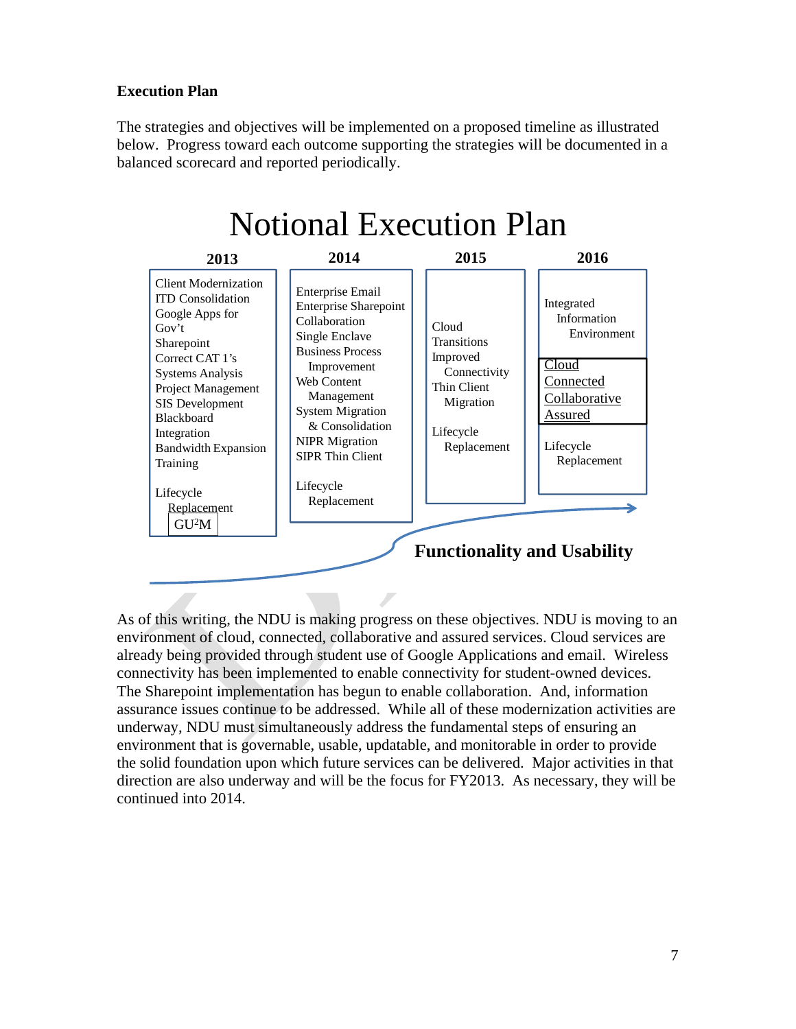**Execution Plan**

The strategies and objectives will be implemented on a proposed timeline as illustrated below. Progress toward each outcome supporting the strategies will be documented in a balanced scorecard and reported periodically.

Notional Execution Plan

**2013**

Client Modernization
ITD Consolidation
Google Apps for Gov't
Sharepoint
Correct CAT 1's
Systems Analysis
Project Management
SIS Development
Blackboard
Integration
Bandwidth Expansion
Training

Lifecycle Replacement
GU²M

**2014**

Enterprise Email
Enterprise Sharepoint
Collaboration
Single Enclave
Business Process Improvement
Web Content Management
System Migration & Consolidation
NIPR Migration
SIPR Thin Client

Lifecycle Replacement

**2015**

Cloud
Transitions
Improved Connectivity
Thin Client Migration

Lifecycle Replacement

**2016**

Integrated Information Environment

Cloud
Connected
Collaborative
Assured

Lifecycle Replacement

**Functionality and Usability**

As of this writing, the NDU is making progress on these objectives. NDU is moving to an environment of cloud, connected, collaborative and assured services. Cloud services are already being provided through student use of Google Applications and email. Wireless connectivity has been implemented to enable connectivity for student-owned devices. The Sharepoint implementation has begun to enable collaboration. And, information assurance issues continue to be addressed. While all of these modernization activities are underway, NDU must simultaneously address the fundamental steps of ensuring an environment that is governable, usable, updatable, and monitorable in order to provide the solid foundation upon which future services can be delivered. Major activities in that direction are also underway and will be the focus for FY2013. As necessary, they will be continued into 2014.